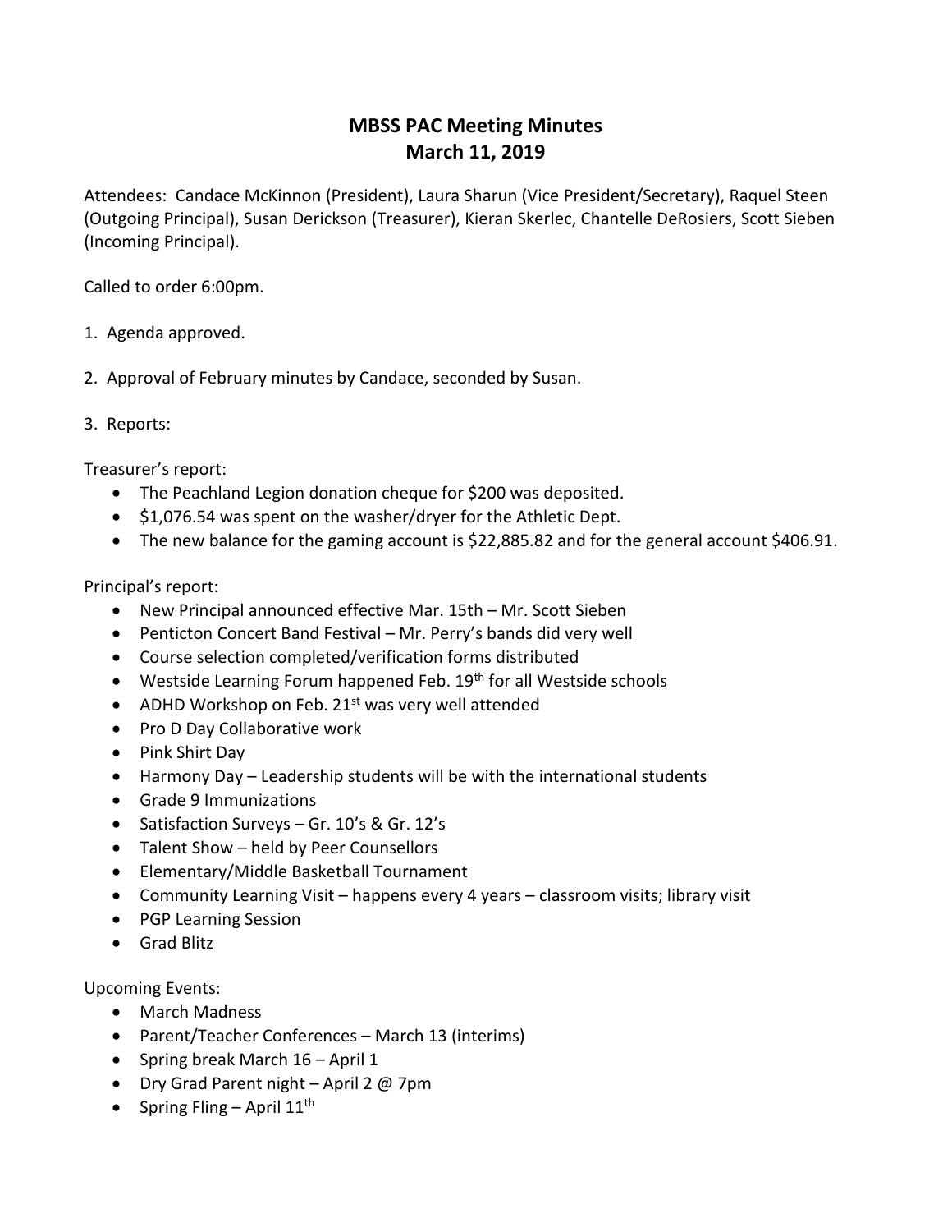# MBSS PAC Meeting Minutes
# March 11, 2019

Attendees: Candace McKinnon (President), Laura Sharun (Vice President/Secretary), Raquel Steen (Outgoing Principal), Susan Derickson (Treasurer), Kieran Skerlec, Chantelle DeRosiers, Scott Sieben (Incoming Principal).

Called to order 6:00pm.

1. Agenda approved.

2. Approval of February minutes by Candace, seconded by Susan.

3. Reports:

Treasurer's report:

- The Peachland Legion donation cheque for $200 was deposited.
- $1,076.54 was spent on the washer/dryer for the Athletic Dept.
- The new balance for the gaming account is $22,885.82 and for the general account $406.91.

Principal's report:

- New Principal announced effective Mar. 15th – Mr. Scott Sieben
- Penticton Concert Band Festival – Mr. Perry's bands did very well
- Course selection completed/verification forms distributed
- Westside Learning Forum happened Feb. 19th for all Westside schools
- ADHD Workshop on Feb. 21st was very well attended
- Pro D Day Collaborative work
- Pink Shirt Day
- Harmony Day – Leadership students will be with the international students
- Grade 9 Immunizations
- Satisfaction Surveys – Gr. 10's & Gr. 12's
- Talent Show – held by Peer Counsellors
- Elementary/Middle Basketball Tournament
- Community Learning Visit – happens every 4 years – classroom visits; library visit
- PGP Learning Session
- Grad Blitz

Upcoming Events:

- March Madness
- Parent/Teacher Conferences – March 13 (interims)
- Spring break March 16 – April 1
- Dry Grad Parent night – April 2 @ 7pm
- Spring Fling – April 11th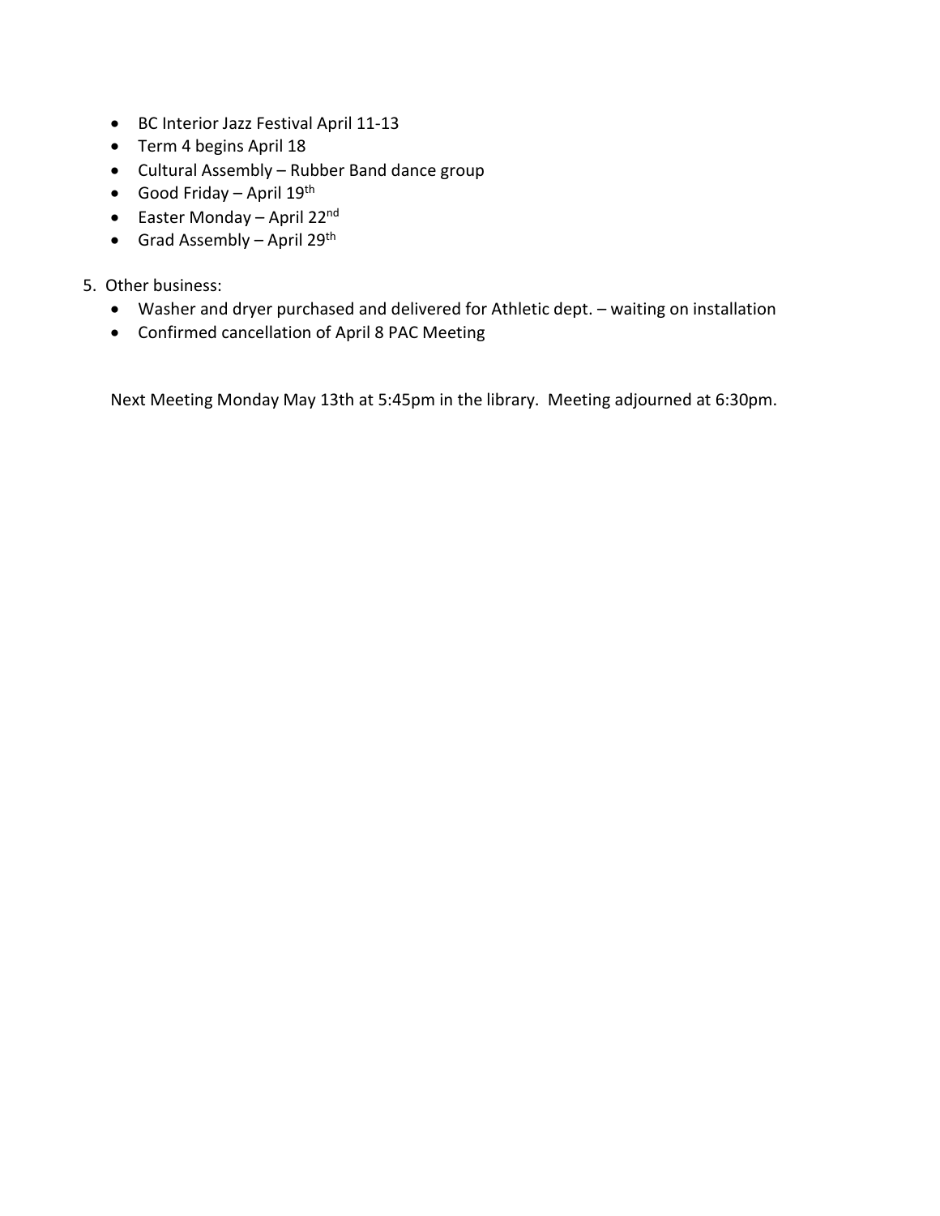- BC Interior Jazz Festival April 11-13
- Term 4 begins April 18
- Cultural Assembly – Rubber Band dance group
- Good Friday – April 19th
- Easter Monday – April 22nd
- Grad Assembly – April 29th

5. Other business:
   - Washer and dryer purchased and delivered for Athletic dept. – waiting on installation
   - Confirmed cancellation of April 8 PAC Meeting

Next Meeting Monday May 13th at 5:45pm in the library. Meeting adjourned at 6:30pm.